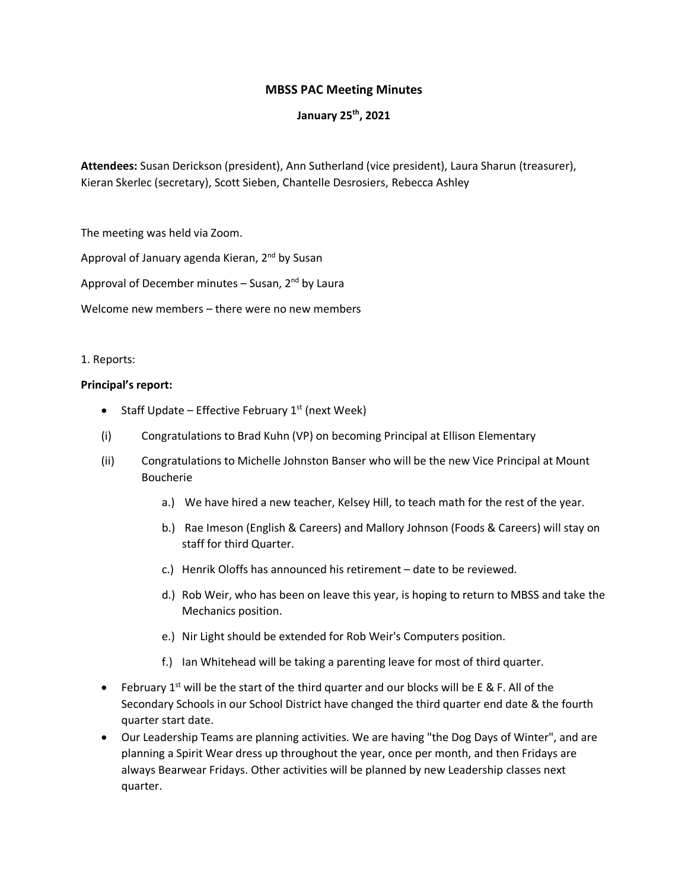# MBSS PAC Meeting Minutes

## January 25th, 2021

**Attendees:** Susan Derickson (president), Ann Sutherland (vice president), Laura Sharun (treasurer), Kieran Skerlec (secretary), Scott Sieben, Chantelle Desrosiers, Rebecca Ashley

The meeting was held via Zoom.

Approval of January agenda Kieran, 2nd by Susan

Approval of December minutes – Susan, 2nd by Laura

Welcome new members – there were no new members

1. Reports:

**Principal's report:**

- Staff Update – Effective February 1st (next Week)

(i) Congratulations to Brad Kuhn (VP) on becoming Principal at Ellison Elementary

(ii) Congratulations to Michelle Johnston Banser who will be the new Vice Principal at Mount Boucherie

  a.) We have hired a new teacher, Kelsey Hill, to teach math for the rest of the year.

  b.) Rae Imeson (English & Careers) and Mallory Johnson (Foods & Careers) will stay on staff for third Quarter.

  c.) Henrik Oloffs has announced his retirement – date to be reviewed.

  d.) Rob Weir, who has been on leave this year, is hoping to return to MBSS and take the Mechanics position.

  e.) Nir Light should be extended for Rob Weir's Computers position.

  f.) Ian Whitehead will be taking a parenting leave for most of third quarter.

- February 1st will be the start of the third quarter and our blocks will be E & F. All of the Secondary Schools in our School District have changed the third quarter end date & the fourth quarter start date.
- Our Leadership Teams are planning activities. We are having "the Dog Days of Winter", and are planning a Spirit Wear dress up throughout the year, once per month, and then Fridays are always Bearwear Fridays. Other activities will be planned by new Leadership classes next quarter.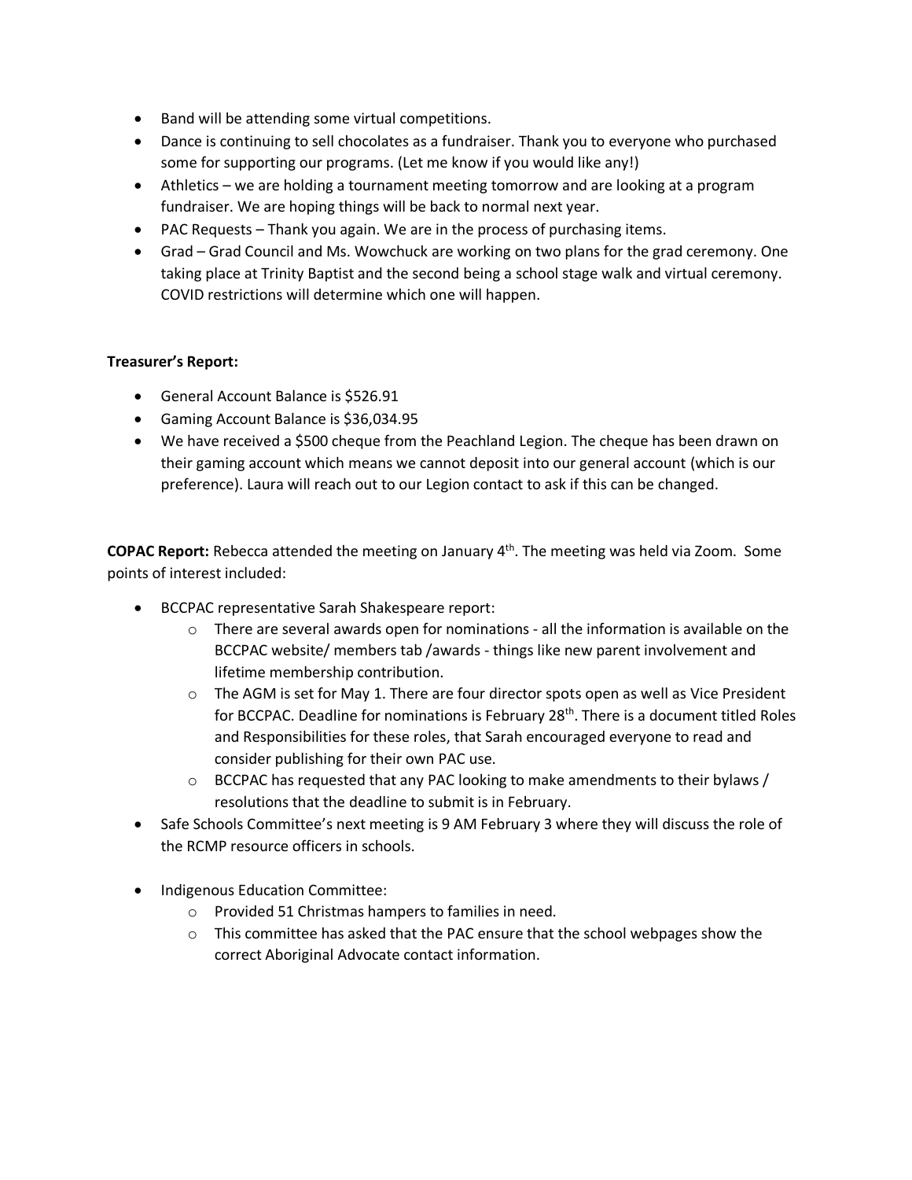- Band will be attending some virtual competitions.
- Dance is continuing to sell chocolates as a fundraiser. Thank you to everyone who purchased some for supporting our programs. (Let me know if you would like any!)
- Athletics – we are holding a tournament meeting tomorrow and are looking at a program fundraiser. We are hoping things will be back to normal next year.
- PAC Requests – Thank you again. We are in the process of purchasing items.
- Grad – Grad Council and Ms. Wowchuck are working on two plans for the grad ceremony. One taking place at Trinity Baptist and the second being a school stage walk and virtual ceremony. COVID restrictions will determine which one will happen.

**Treasurer's Report:**

- General Account Balance is $526.91
- Gaming Account Balance is $36,034.95
- We have received a $500 cheque from the Peachland Legion. The cheque has been drawn on their gaming account which means we cannot deposit into our general account (which is our preference). Laura will reach out to our Legion contact to ask if this can be changed.

**COPAC Report:** Rebecca attended the meeting on January 4th. The meeting was held via Zoom. Some points of interest included:

- BCCPAC representative Sarah Shakespeare report:
  - There are several awards open for nominations - all the information is available on the BCCPAC website/ members tab /awards - things like new parent involvement and lifetime membership contribution.
  - The AGM is set for May 1. There are four director spots open as well as Vice President for BCCPAC. Deadline for nominations is February 28th. There is a document titled Roles and Responsibilities for these roles, that Sarah encouraged everyone to read and consider publishing for their own PAC use.
  - BCCPAC has requested that any PAC looking to make amendments to their bylaws / resolutions that the deadline to submit is in February.
- Safe Schools Committee's next meeting is 9 AM February 3 where they will discuss the role of the RCMP resource officers in schools.
- Indigenous Education Committee:
  - Provided 51 Christmas hampers to families in need.
  - This committee has asked that the PAC ensure that the school webpages show the correct Aboriginal Advocate contact information.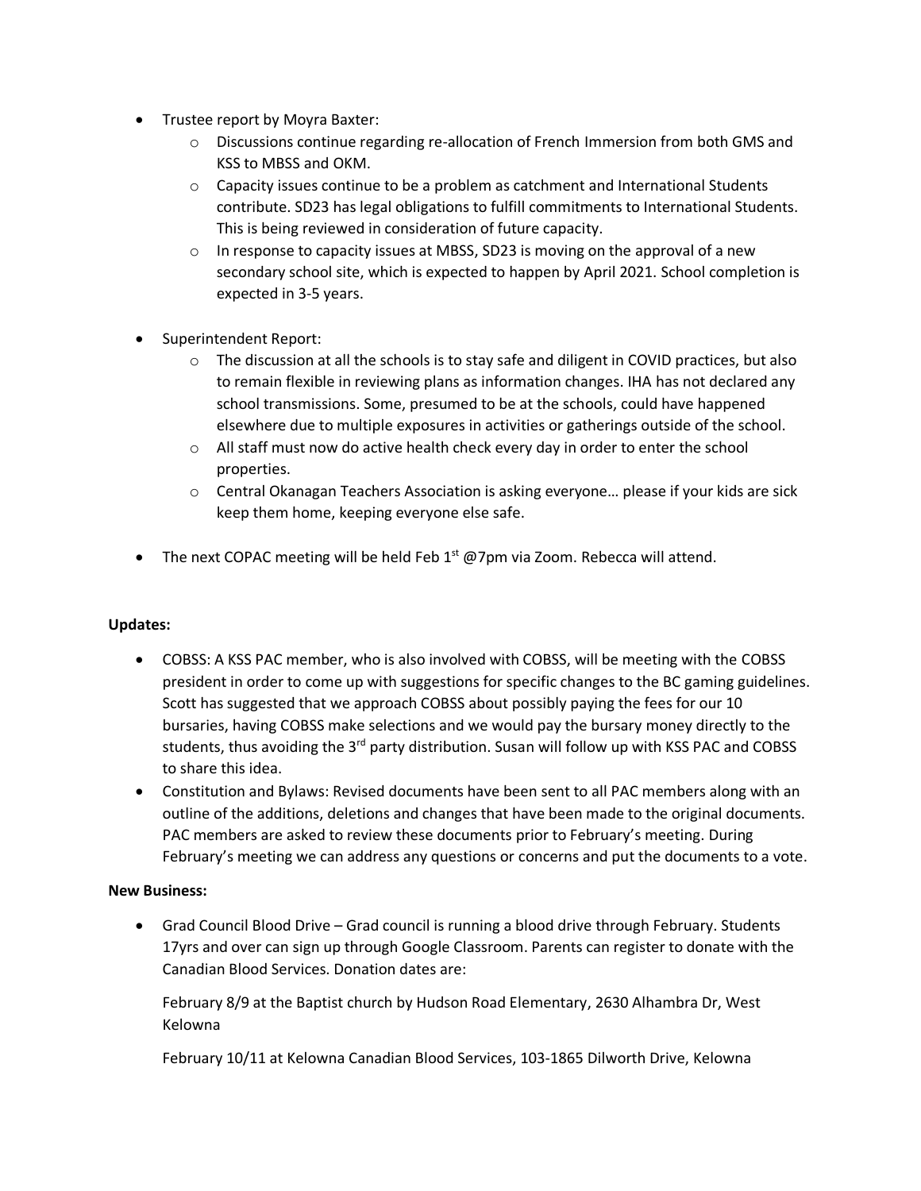- Trustee report by Moyra Baxter:
    - Discussions continue regarding re-allocation of French Immersion from both GMS and KSS to MBSS and OKM.
    - Capacity issues continue to be a problem as catchment and International Students contribute. SD23 has legal obligations to fulfill commitments to International Students. This is being reviewed in consideration of future capacity.
    - In response to capacity issues at MBSS, SD23 is moving on the approval of a new secondary school site, which is expected to happen by April 2021. School completion is expected in 3-5 years.

- Superintendent Report:
    - The discussion at all the schools is to stay safe and diligent in COVID practices, but also to remain flexible in reviewing plans as information changes. IHA has not declared any school transmissions. Some, presumed to be at the schools, could have happened elsewhere due to multiple exposures in activities or gatherings outside of the school.
    - All staff must now do active health check every day in order to enter the school properties.
    - Central Okanagan Teachers Association is asking everyone… please if your kids are sick keep them home, keeping everyone else safe.

- The next COPAC meeting will be held Feb 1st @7pm via Zoom. Rebecca will attend.

**Updates:**

- COBSS: A KSS PAC member, who is also involved with COBSS, will be meeting with the COBSS president in order to come up with suggestions for specific changes to the BC gaming guidelines. Scott has suggested that we approach COBSS about possibly paying the fees for our 10 bursaries, having COBSS make selections and we would pay the bursary money directly to the students, thus avoiding the 3rd party distribution. Susan will follow up with KSS PAC and COBSS to share this idea.
- Constitution and Bylaws: Revised documents have been sent to all PAC members along with an outline of the additions, deletions and changes that have been made to the original documents. PAC members are asked to review these documents prior to February's meeting. During February's meeting we can address any questions or concerns and put the documents to a vote.

**New Business:**

- Grad Council Blood Drive – Grad council is running a blood drive through February. Students 17yrs and over can sign up through Google Classroom. Parents can register to donate with the Canadian Blood Services. Donation dates are:

  February 8/9 at the Baptist church by Hudson Road Elementary, 2630 Alhambra Dr, West Kelowna

  February 10/11 at Kelowna Canadian Blood Services, 103-1865 Dilworth Drive, Kelowna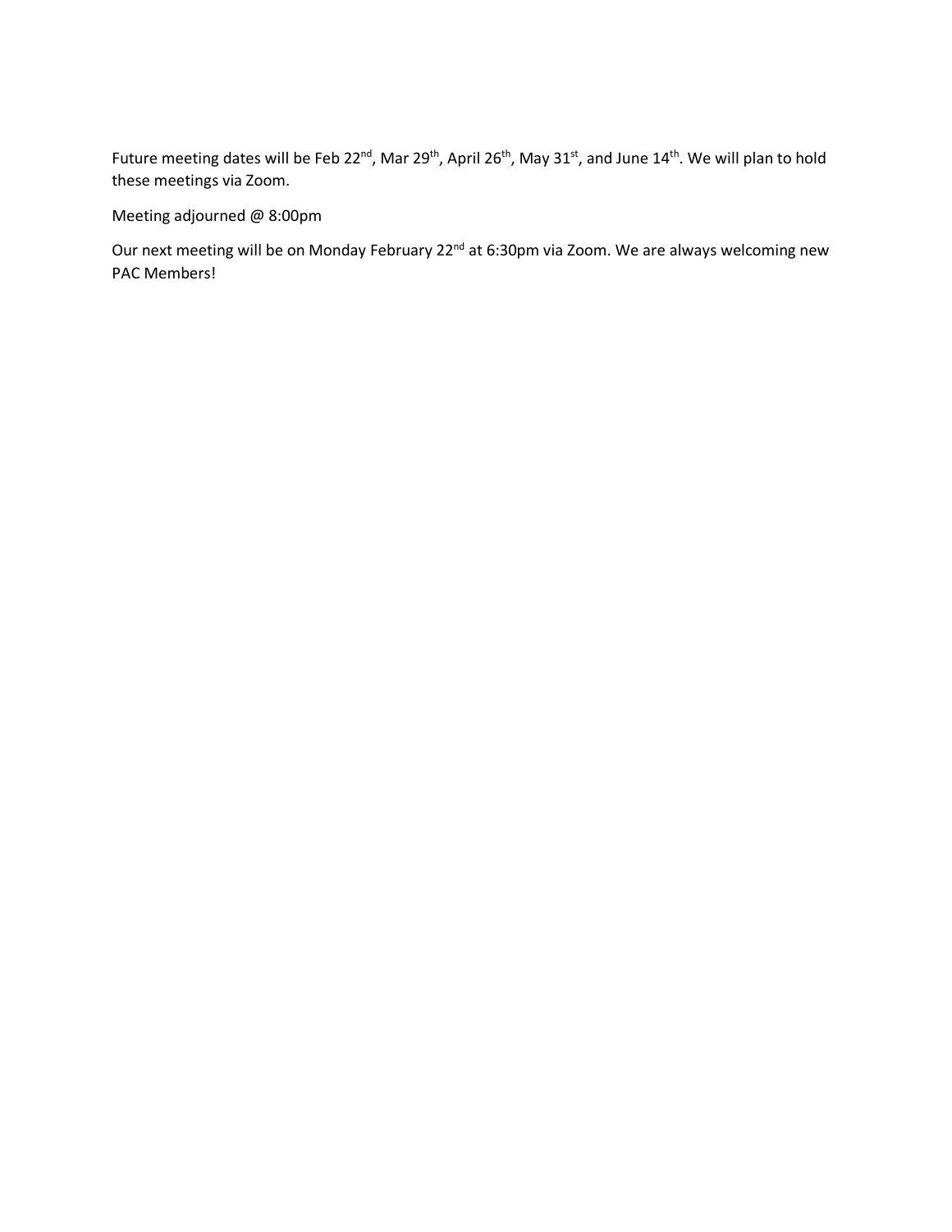Future meeting dates will be Feb 22nd, Mar 29th, April 26th, May 31st, and June 14th. We will plan to hold these meetings via Zoom.

Meeting adjourned @ 8:00pm

Our next meeting will be on Monday February 22nd at 6:30pm via Zoom. We are always welcoming new PAC Members!